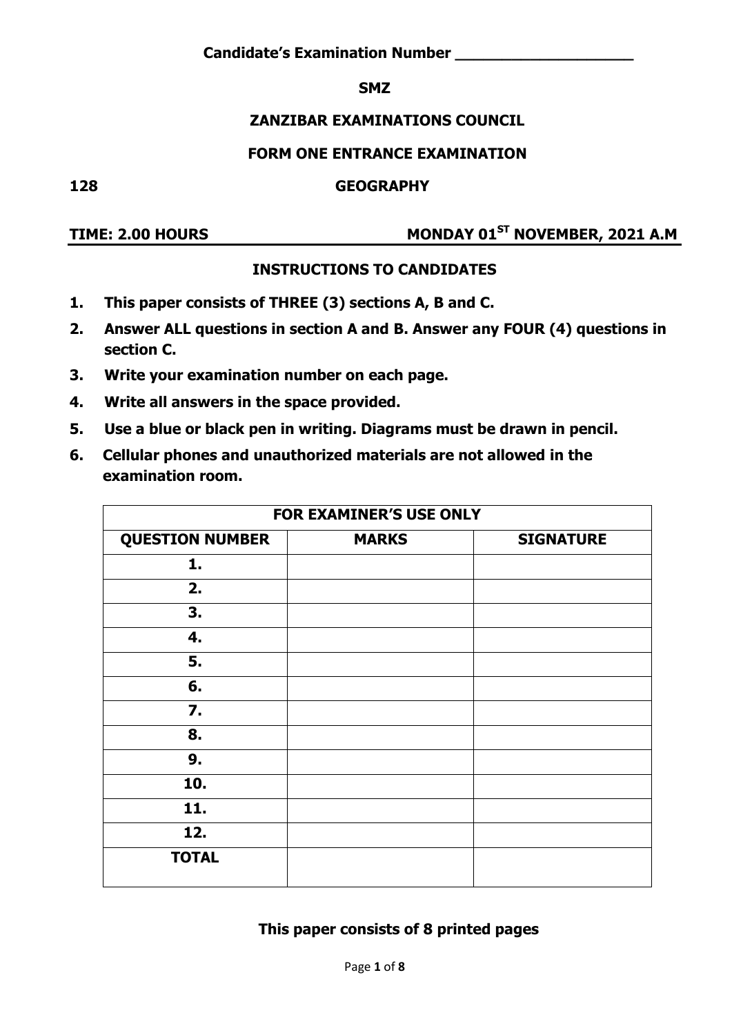**Candidate's Examination Number ____________________**

**SMZ**

**ZANZIBAR EXAMINATIONS COUNCIL**

**FORM ONE ENTRANCE EXAMINATION**

**128 GEOGRAPHY**

**TIME: 2.00 HOURS** **MONDAY 01ST NOVEMBER, 2021 A.M**

**INSTRUCTIONS TO CANDIDATES**

1. **This paper consists of THREE (3) sections A, B and C.**
2. **Answer ALL questions in section A and B. Answer any FOUR (4) questions in section C.**
3. **Write your examination number on each page.**
4. **Write all answers in the space provided.**
5. **Use a blue or black pen in writing. Diagrams must be drawn in pencil.**
6. **Cellular phones and unauthorized materials are not allowed in the examination room.**

| FOR EXAMINER'S USE ONLY | | |
|---|---|---|
| **QUESTION NUMBER** | **MARKS** | **SIGNATURE** |
| **1.** | | |
| **2.** | | |
| **3.** | | |
| **4.** | | |
| **5.** | | |
| **6.** | | |
| **7.** | | |
| **8.** | | |
| **9.** | | |
| **10.** | | |
| **11.** | | |
| **12.** | | |
| **TOTAL** | | |

**This paper consists of 8 printed pages**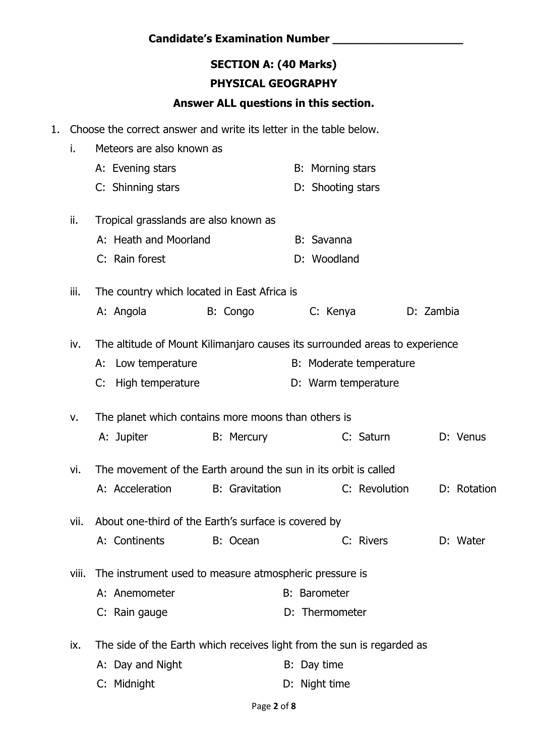**Candidate's Examination Number ____________________**

## SECTION A: (40 Marks)

## PHYSICAL GEOGRAPHY

**Answer ALL questions in this section.**

1. Choose the correct answer and write its letter in the table below.

   i. Meteors are also known as

   A: Evening stars　　B: Morning stars
   C: Shinning stars　　D: Shooting stars

   ii. Tropical grasslands are also known as

   A: Heath and Moorland　　B: Savanna
   C: Rain forest　　D: Woodland

   iii. The country which located in East Africa is

   A: Angola　　B: Congo　　C: Kenya　　D: Zambia

   iv. The altitude of Mount Kilimanjaro causes its surrounded areas to experience

   A: Low temperature　　B: Moderate temperature
   C: High temperature　　D: Warm temperature

   v. The planet which contains more moons than others is

   A: Jupiter　　B: Mercury　　C: Saturn　　D: Venus

   vi. The movement of the Earth around the sun in its orbit is called

   A: Acceleration　　B: Gravitation　　C: Revolution　　D: Rotation

   vii. About one-third of the Earth's surface is covered by

   A: Continents　　B: Ocean　　C: Rivers　　D: Water

   viii. The instrument used to measure atmospheric pressure is

   A: Anemometer　　B: Barometer
   C: Rain gauge　　D: Thermometer

   ix. The side of the Earth which receives light from the sun is regarded as

   A: Day and Night　　B: Day time
   C: Midnight　　D: Night time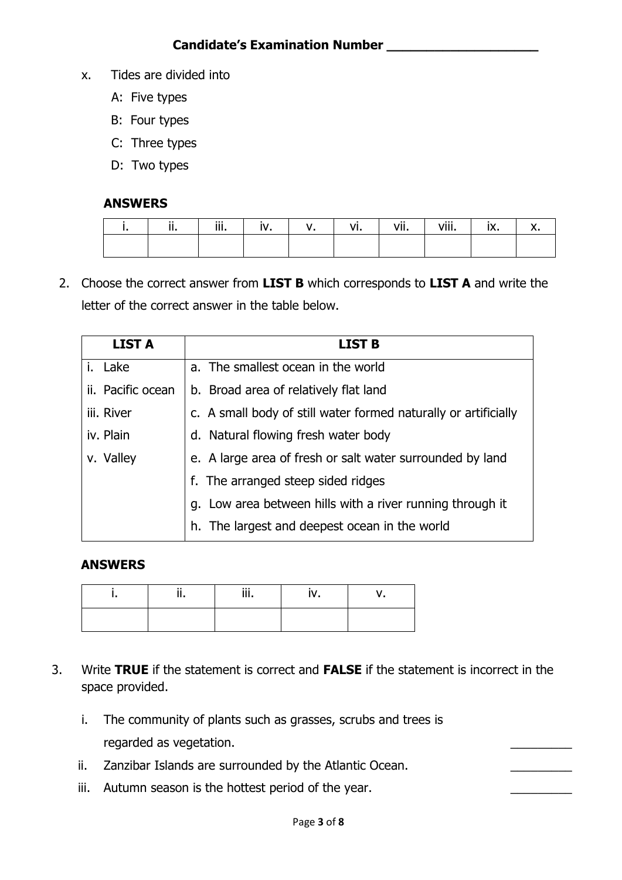**Candidate's Examination Number \_\_\_\_\_\_\_\_\_\_\_\_\_\_\_\_\_\_\_\_**

x. Tides are divided into

A: Five types

B: Four types

C: Three types

D: Two types

**ANSWERS**

| i. | ii. | iii. | iv. | v. | vi. | vii. | viii. | ix. | x. |
|---|---|---|---|---|---|---|---|---|---|
| | | | | | | | | | |

2. Choose the correct answer from **LIST B** which corresponds to **LIST A** and write the letter of the correct answer in the table below.

| LIST A | LIST B |
|---|---|
| i. Lake | a. The smallest ocean in the world |
| ii. Pacific ocean | b. Broad area of relatively flat land |
| iii. River | c. A small body of still water formed naturally or artificially |
| iv. Plain | d. Natural flowing fresh water body |
| v. Valley | e. A large area of fresh or salt water surrounded by land |
| | f. The arranged steep sided ridges |
| | g. Low area between hills with a river running through it |
| | h. The largest and deepest ocean in the world |

**ANSWERS**

| i. | ii. | iii. | iv. | v. |
|---|---|---|---|---|
| | | | | |

3. Write **TRUE** if the statement is correct and **FALSE** if the statement is incorrect in the space provided.

i. The community of plants such as grasses, scrubs and trees is regarded as vegetation. \_\_\_\_\_\_\_\_\_

ii. Zanzibar Islands are surrounded by the Atlantic Ocean. \_\_\_\_\_\_\_\_\_

iii. Autumn season is the hottest period of the year. \_\_\_\_\_\_\_\_\_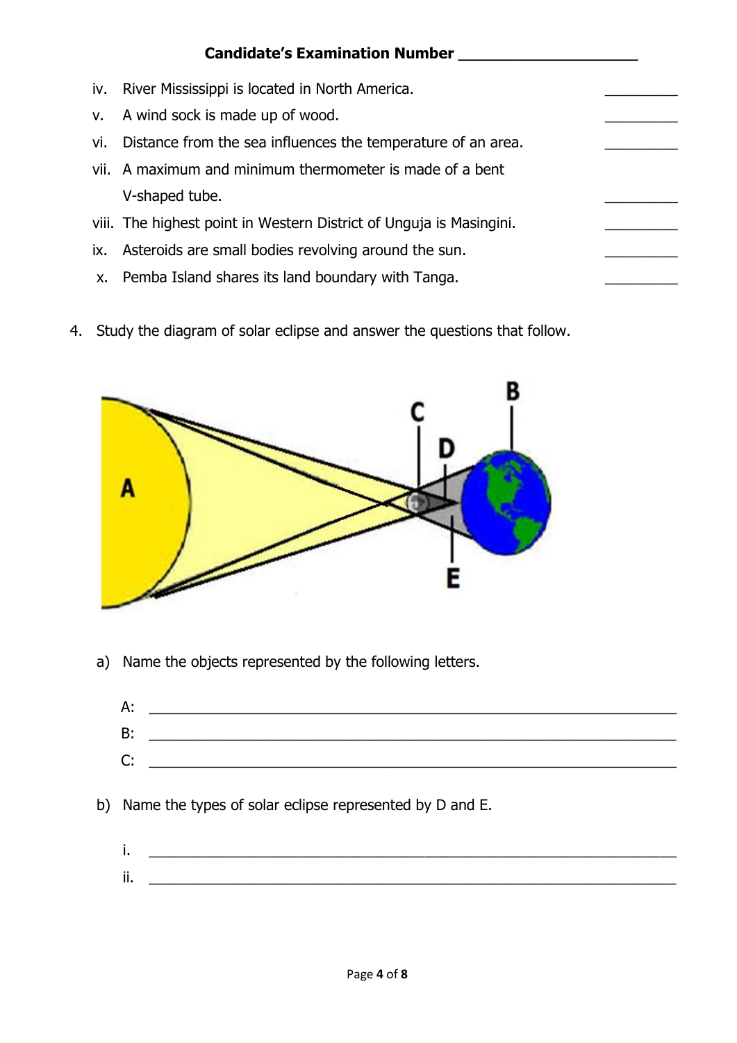Candidate's Examination Number ____________________

iv. River Mississippi is located in North America. ________

v. A wind sock is made up of wood. ________

vi. Distance from the sea influences the temperature of an area. ________

vii. A maximum and minimum thermometer is made of a bent V-shaped tube. ________

viii. The highest point in Western District of Unguja is Masingini. ________

ix. Asteroids are small bodies revolving around the sun. ________

x. Pemba Island shares its land boundary with Tanga. ________

4. Study the diagram of solar eclipse and answer the questions that follow.

a) Name the objects represented by the following letters.

A: ____________________________________________________________

B: ____________________________________________________________

C: ____________________________________________________________

b) Name the types of solar eclipse represented by D and E.

i. ____________________________________________________________

ii. ____________________________________________________________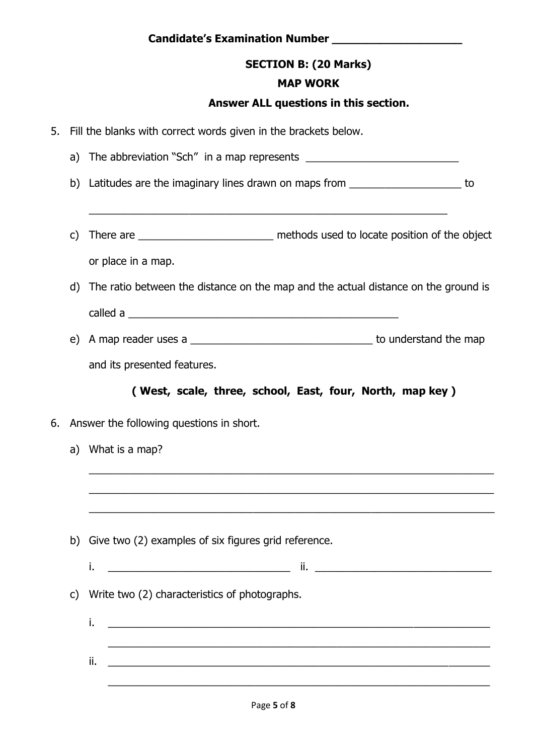**Candidate's Examination Number ____________________**

## SECTION B: (20 Marks)

## MAP WORK

**Answer ALL questions in this section.**

5. Fill the blanks with correct words given in the brackets below.

   a) The abbreviation "Sch" in a map represents __________________________

   b) Latitudes are the imaginary lines drawn on maps from __________________ to

   ____________________________________________________________

   c) There are ______________________ methods used to locate position of the object or place in a map.

   d) The ratio between the distance on the map and the actual distance on the ground is called a ______________________________________________

   e) A map reader uses a ______________________________ to understand the map and its presented features.

   **( West, scale, three, school, East, four, North, map key )**

6. Answer the following questions in short.

   a) What is a map?

   ____________________________________________________________

   ____________________________________________________________

   ____________________________________________________________

   b) Give two (2) examples of six figures grid reference.

   i. ______________________________ ii. ______________________________

   c) Write two (2) characteristics of photographs.

   i. ____________________________________________________________

   ____________________________________________________________

   ii. ____________________________________________________________

   ____________________________________________________________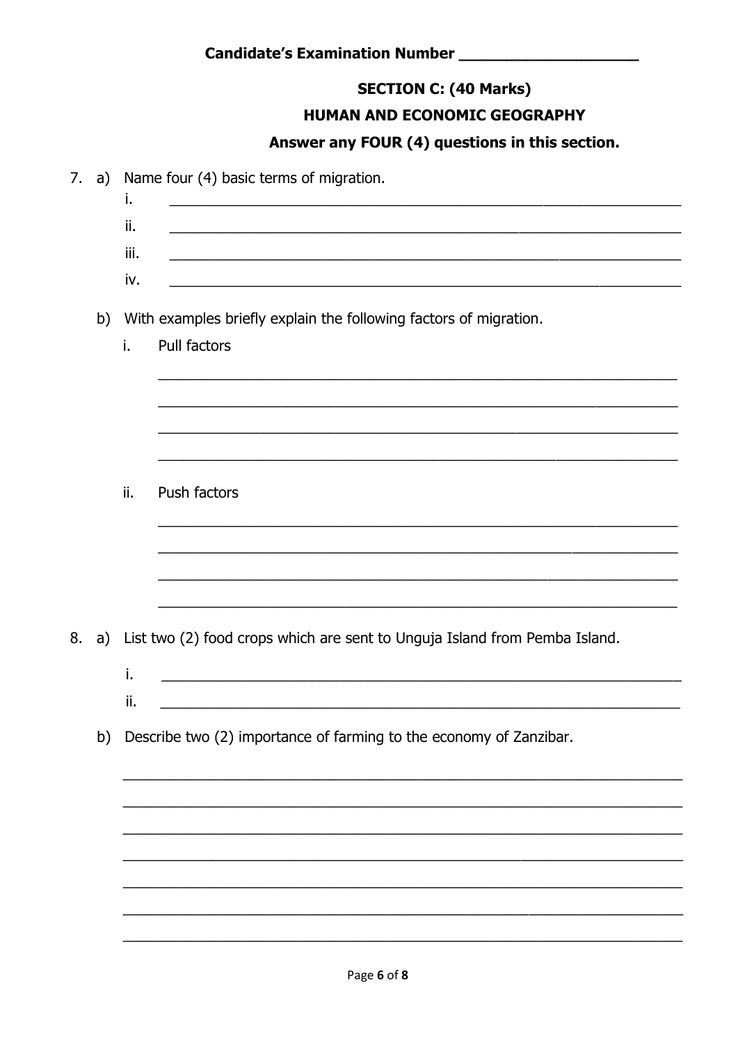Candidate's Examination Number ____________________

**SECTION C: (40 Marks)**

**HUMAN AND ECONOMIC GEOGRAPHY**

**Answer any FOUR (4) questions in this section.**

7. a) Name four (4) basic terms of migration.

   i. ____________________________________________

   ii. ____________________________________________

   iii. ____________________________________________

   iv. ____________________________________________

   b) With examples briefly explain the following factors of migration.

   i. Pull factors

   ____________________________________________

   ____________________________________________

   ____________________________________________

   ____________________________________________

   ii. Push factors

   ____________________________________________

   ____________________________________________

   ____________________________________________

   ____________________________________________

8. a) List two (2) food crops which are sent to Unguja Island from Pemba Island.

   i. ____________________________________________

   ii. ____________________________________________

   b) Describe two (2) importance of farming to the economy of Zanzibar.

   ____________________________________________

   ____________________________________________

   ____________________________________________

   ____________________________________________

   ____________________________________________

   ____________________________________________

   ____________________________________________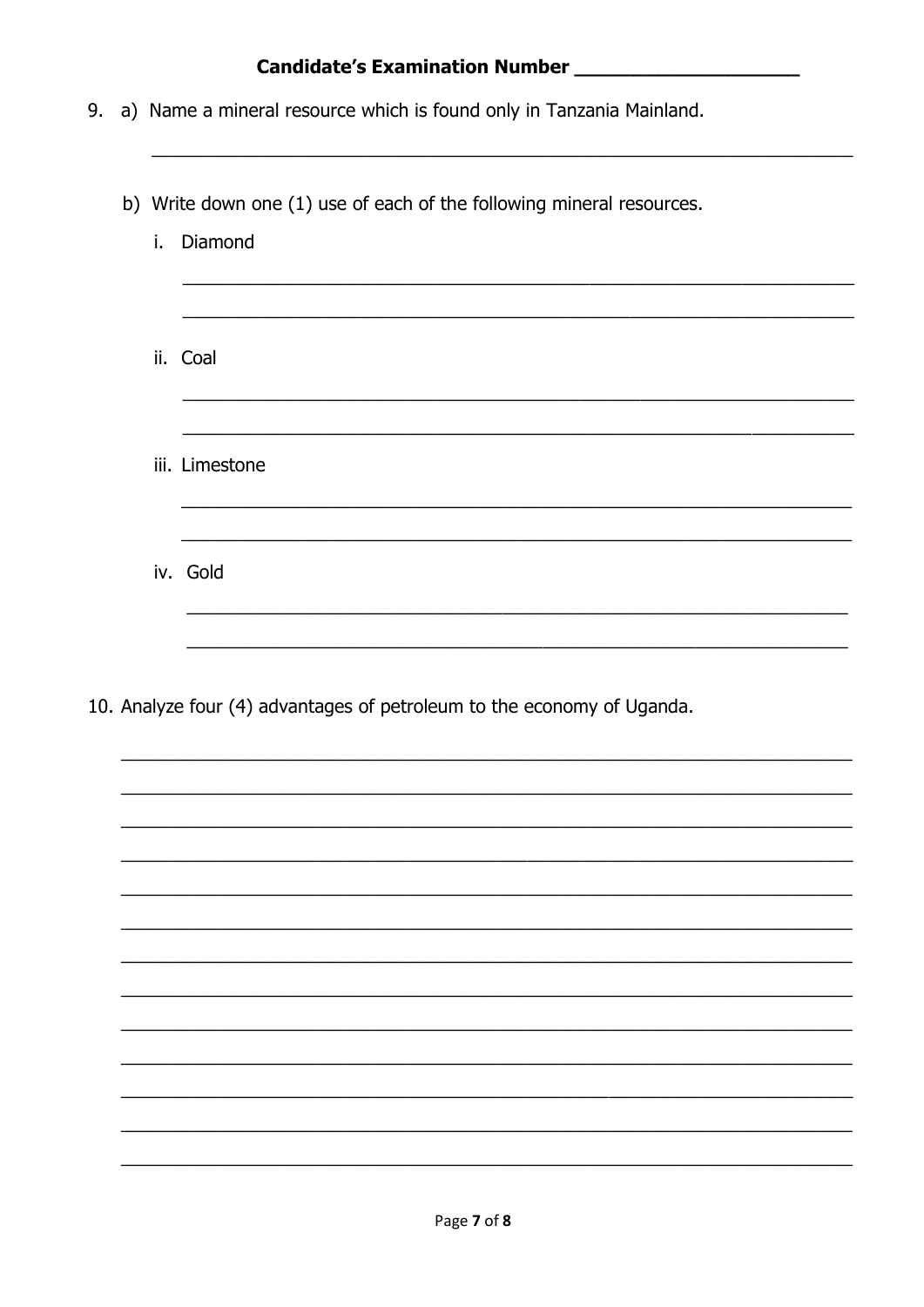**Candidate's Examination Number ____________________**

9. a) Name a mineral resource which is found only in Tanzania Mainland.

   ______________________________________________________________________

   b) Write down one (1) use of each of the following mineral resources.

   i. Diamond

   ______________________________________________________________________

   ______________________________________________________________________

   ii. Coal

   ______________________________________________________________________

   ______________________________________________________________________

   iii. Limestone

   ______________________________________________________________________

   ______________________________________________________________________

   iv. Gold

   ______________________________________________________________________

   ______________________________________________________________________

10. Analyze four (4) advantages of petroleum to the economy of Uganda.

______________________________________________________________________

______________________________________________________________________

______________________________________________________________________

______________________________________________________________________

______________________________________________________________________

______________________________________________________________________

______________________________________________________________________

______________________________________________________________________

______________________________________________________________________

______________________________________________________________________

______________________________________________________________________

______________________________________________________________________

______________________________________________________________________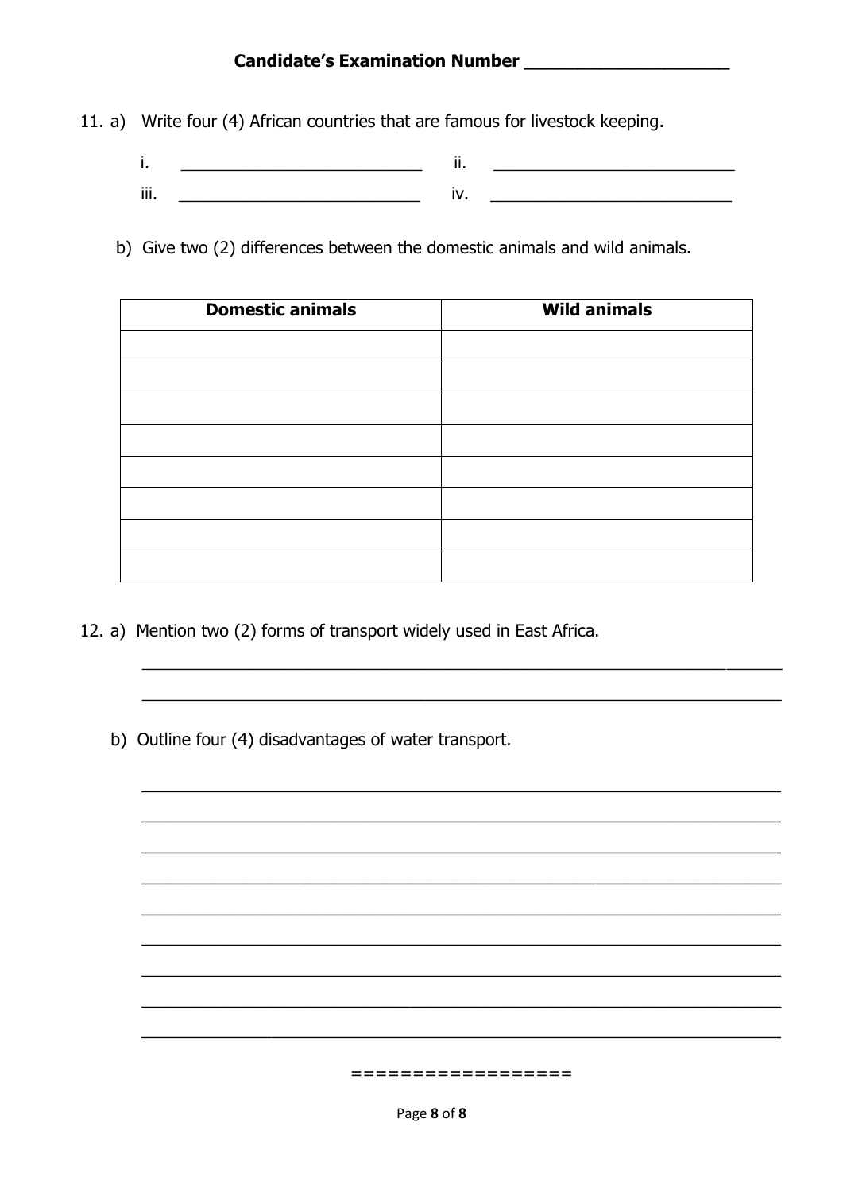**Candidate's Examination Number ____________________**

11. a) Write four (4) African countries that are famous for livestock keeping.

    i. ___________________________ ii. ___________________________

    iii. ___________________________ iv. ___________________________

    b) Give two (2) differences between the domestic animals and wild animals.

| Domestic animals | Wild animals |
|---|---|
| | |
| | |
| | |
| | |
| | |
| | |
| | |
| | |

12. a) Mention two (2) forms of transport widely used in East Africa.

    ______________________________________________________________________

    ______________________________________________________________________

    b) Outline four (4) disadvantages of water transport.

    ______________________________________________________________________

    ______________________________________________________________________

    ______________________________________________________________________

    ______________________________________________________________________

    ______________________________________________________________________

    ______________________________________________________________________

    ______________________________________________________________________

    ______________________________________________________________________

    ______________________________________________________________________

=================